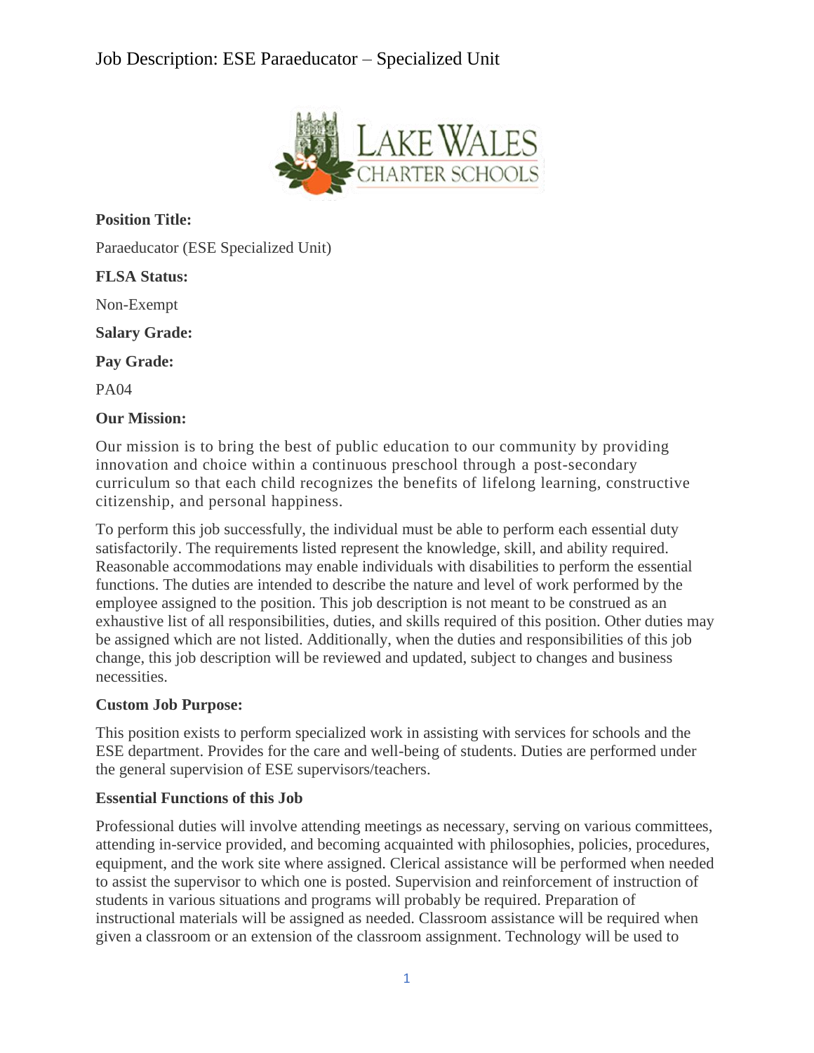# Job Description: ESE Paraeducator – Specialized Unit

**Position Title:**

Paraeducator (ESE Specialized Unit)

**FLSA Status:**

Non-Exempt

**Salary Grade:**

**Pay Grade:**

PA04

**Our Mission:**

Our mission is to bring the best of public education to our community by providing innovation and choice within a continuous preschool through a post-secondary curriculum so that each child recognizes the benefits of lifelong learning, constructive citizenship, and personal happiness.

To perform this job successfully, the individual must be able to perform each essential duty satisfactorily. The requirements listed represent the knowledge, skill, and ability required. Reasonable accommodations may enable individuals with disabilities to perform the essential functions. The duties are intended to describe the nature and level of work performed by the employee assigned to the position. This job description is not meant to be construed as an exhaustive list of all responsibilities, duties, and skills required of this position. Other duties may be assigned which are not listed. Additionally, when the duties and responsibilities of this job change, this job description will be reviewed and updated, subject to changes and business necessities.

**Custom Job Purpose:**

This position exists to perform specialized work in assisting with services for schools and the ESE department. Provides for the care and well-being of students. Duties are performed under the general supervision of ESE supervisors/teachers.

**Essential Functions of this Job**

Professional duties will involve attending meetings as necessary, serving on various committees, attending in-service provided, and becoming acquainted with philosophies, policies, procedures, equipment, and the work site where assigned. Clerical assistance will be performed when needed to assist the supervisor to which one is posted. Supervision and reinforcement of instruction of students in various situations and programs will probably be required. Preparation of instructional materials will be assigned as needed. Classroom assistance will be required when given a classroom or an extension of the classroom assignment. Technology will be used to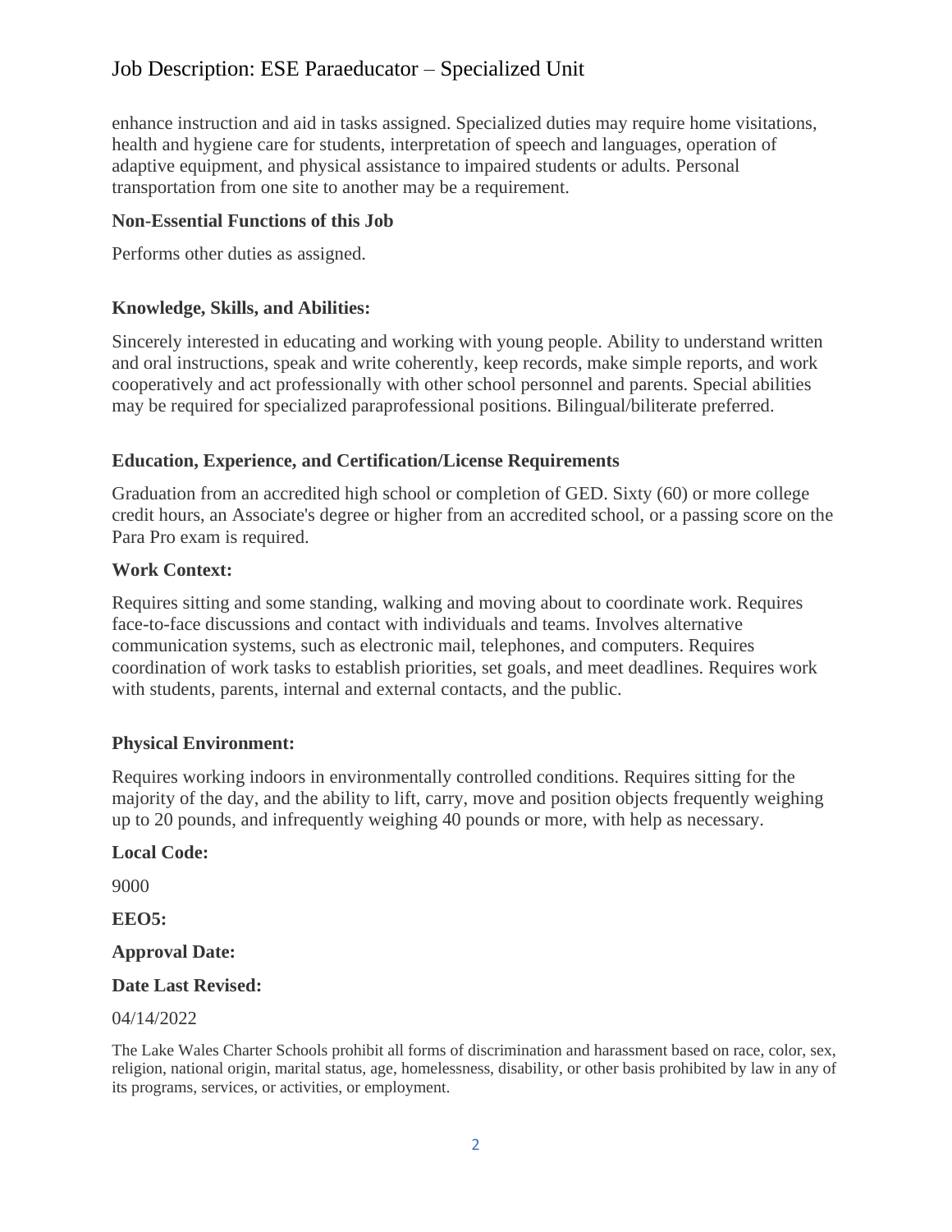enhance instruction and aid in tasks assigned. Specialized duties may require home visitations, health and hygiene care for students, interpretation of speech and languages, operation of adaptive equipment, and physical assistance to impaired students or adults. Personal transportation from one site to another may be a requirement.

**Non-Essential Functions of this Job**

Performs other duties as assigned.

**Knowledge, Skills, and Abilities:**

Sincerely interested in educating and working with young people. Ability to understand written and oral instructions, speak and write coherently, keep records, make simple reports, and work cooperatively and act professionally with other school personnel and parents. Special abilities may be required for specialized paraprofessional positions. Bilingual/biliterate preferred.

**Education, Experience, and Certification/License Requirements**

Graduation from an accredited high school or completion of GED. Sixty (60) or more college credit hours, an Associate's degree or higher from an accredited school, or a passing score on the Para Pro exam is required.

**Work Context:**

Requires sitting and some standing, walking and moving about to coordinate work. Requires face-to-face discussions and contact with individuals and teams. Involves alternative communication systems, such as electronic mail, telephones, and computers. Requires coordination of work tasks to establish priorities, set goals, and meet deadlines. Requires work with students, parents, internal and external contacts, and the public.

**Physical Environment:**

Requires working indoors in environmentally controlled conditions. Requires sitting for the majority of the day, and the ability to lift, carry, move and position objects frequently weighing up to 20 pounds, and infrequently weighing 40 pounds or more, with help as necessary.

**Local Code:**

9000

**EEO5:**

**Approval Date:**

**Date Last Revised:**

04/14/2022

The Lake Wales Charter Schools prohibit all forms of discrimination and harassment based on race, color, sex, religion, national origin, marital status, age, homelessness, disability, or other basis prohibited by law in any of its programs, services, or activities, or employment.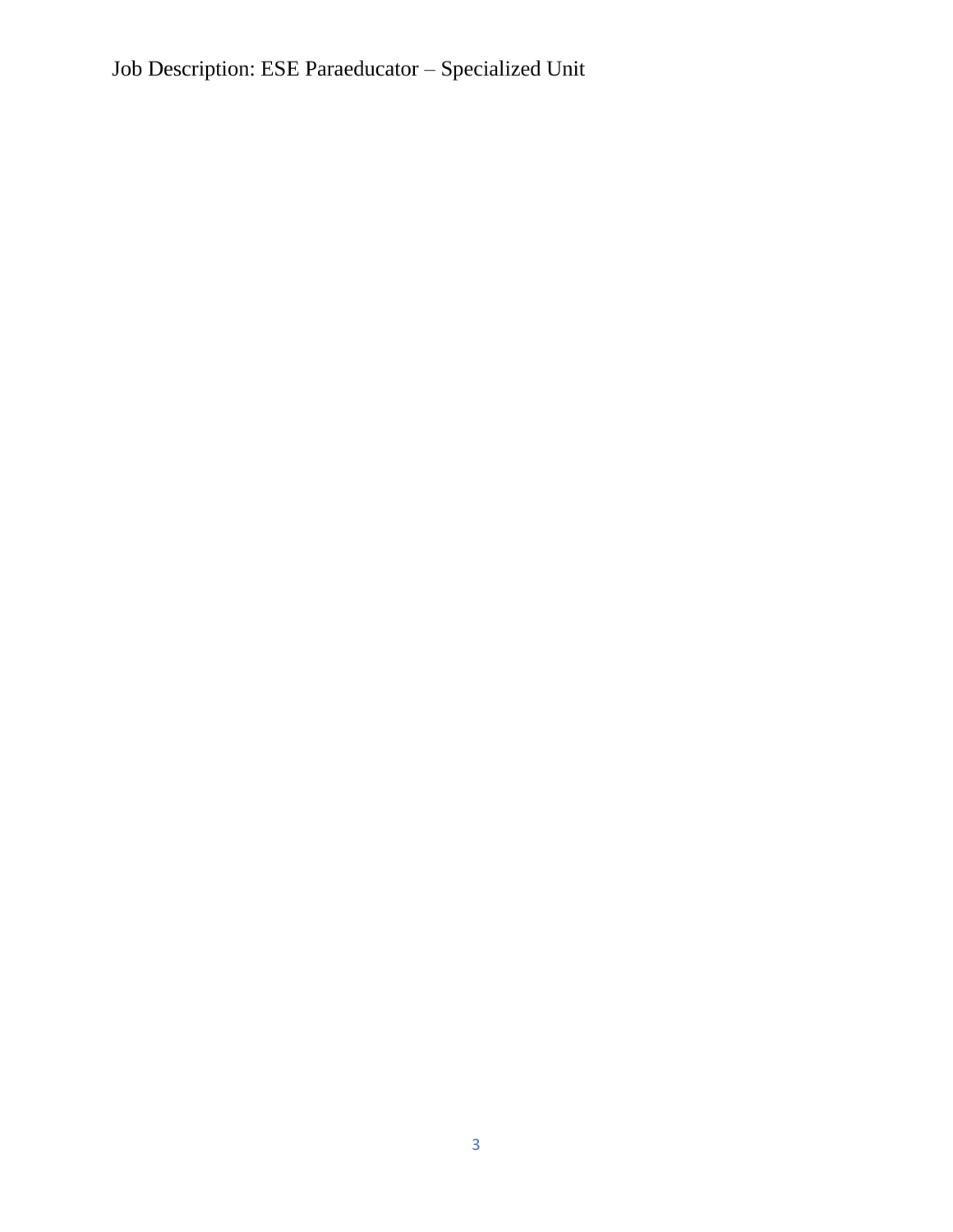Job Description: ESE Paraeducator – Specialized Unit